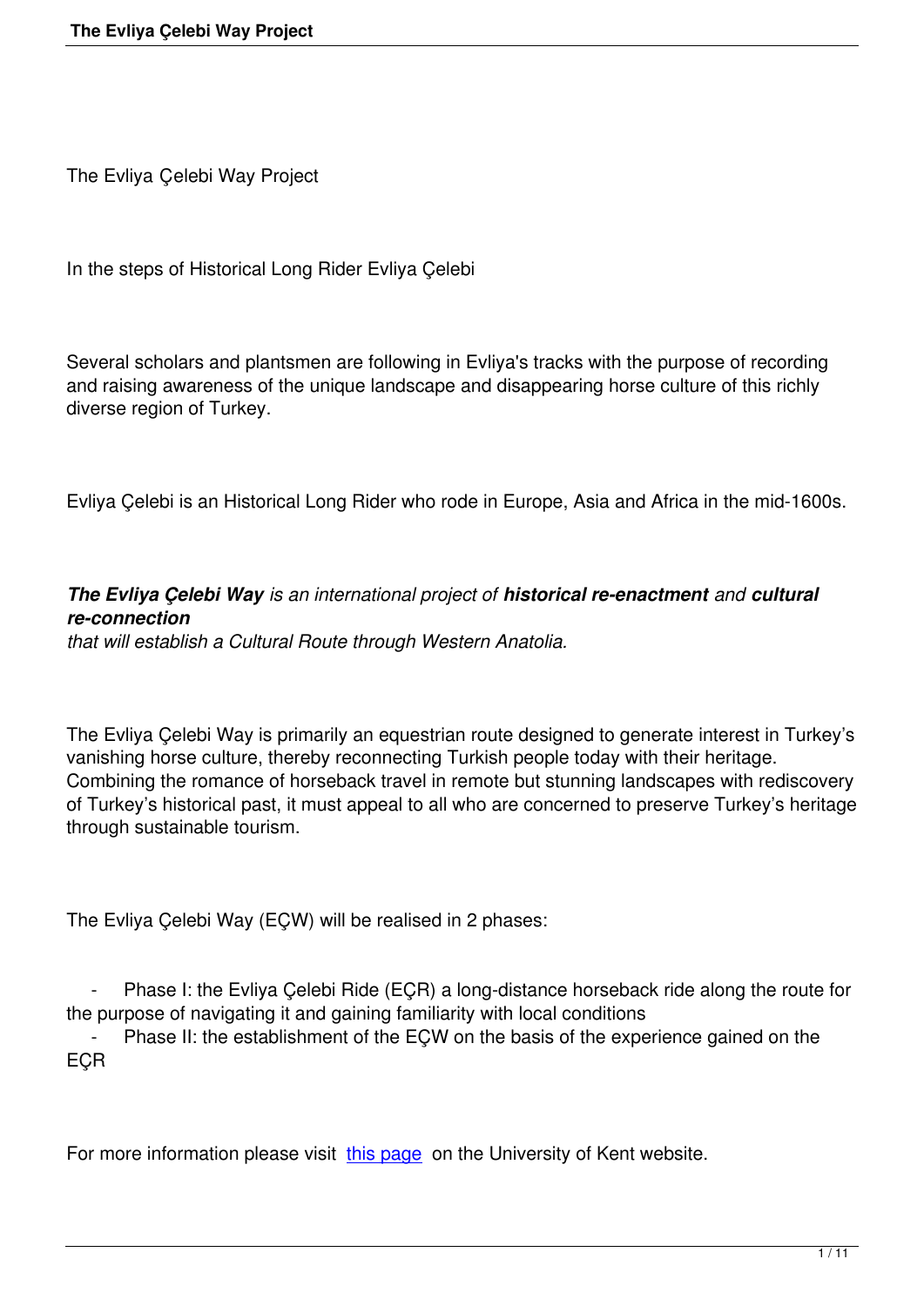# The Evliya Çelebi Way Project

In the steps of Historical Long Rider Evliya Çelebi

Several scholars and plantsmen are following in Evliya's tracks with the purpose of recording and raising awareness of the unique landscape and disappearing horse culture of this richly diverse region of Turkey.

Evliya Çelebi is an Historical Long Rider who rode in Europe, Asia and Africa in the mid-1600s.

***The Evliya Çelebi Way** is an international project of **historical re-enactment** and **cultural re-connection***
*that will establish a Cultural Route through Western Anatolia.*

The Evliya Çelebi Way is primarily an equestrian route designed to generate interest in Turkey's vanishing horse culture, thereby reconnecting Turkish people today with their heritage. Combining the romance of horseback travel in remote but stunning landscapes with rediscovery of Turkey's historical past, it must appeal to all who are concerned to preserve Turkey's heritage through sustainable tourism.

The Evliya Çelebi Way (EÇW) will be realised in 2 phases:

- Phase I: the Evliya Çelebi Ride (EÇR) a long-distance horseback ride along the route for the purpose of navigating it and gaining familiarity with local conditions
- Phase II: the establishment of the EÇW on the basis of the experience gained on the EÇR

For more information please visit this page on the University of Kent website.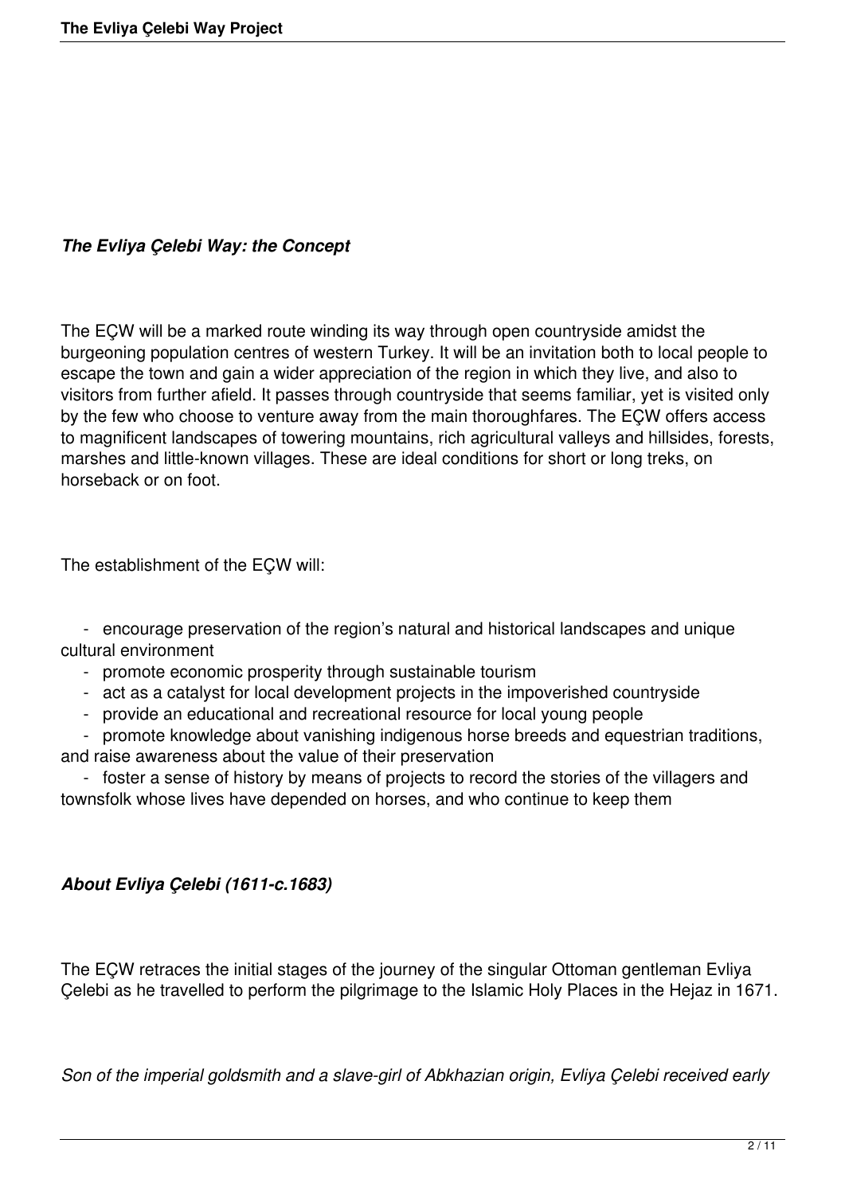### *The Evliya Çelebi Way: the Concept*

The EÇW will be a marked route winding its way through open countryside amidst the burgeoning population centres of western Turkey. It will be an invitation both to local people to escape the town and gain a wider appreciation of the region in which they live, and also to visitors from further afield. It passes through countryside that seems familiar, yet is visited only by the few who choose to venture away from the main thoroughfares. The EÇW offers access to magnificent landscapes of towering mountains, rich agricultural valleys and hillsides, forests, marshes and little-known villages. These are ideal conditions for short or long treks, on horseback or on foot.

The establishment of the EÇW will:

- encourage preservation of the region's natural and historical landscapes and unique cultural environment
- promote economic prosperity through sustainable tourism
- act as a catalyst for local development projects in the impoverished countryside
- provide an educational and recreational resource for local young people
- promote knowledge about vanishing indigenous horse breeds and equestrian traditions, and raise awareness about the value of their preservation
- foster a sense of history by means of projects to record the stories of the villagers and townsfolk whose lives have depended on horses, and who continue to keep them

### *About Evliya Çelebi (1611-c.1683)*

The EÇW retraces the initial stages of the journey of the singular Ottoman gentleman Evliya Çelebi as he travelled to perform the pilgrimage to the Islamic Holy Places in the Hejaz in 1671.

*Son of the imperial goldsmith and a slave-girl of Abkhazian origin, Evliya Çelebi received early*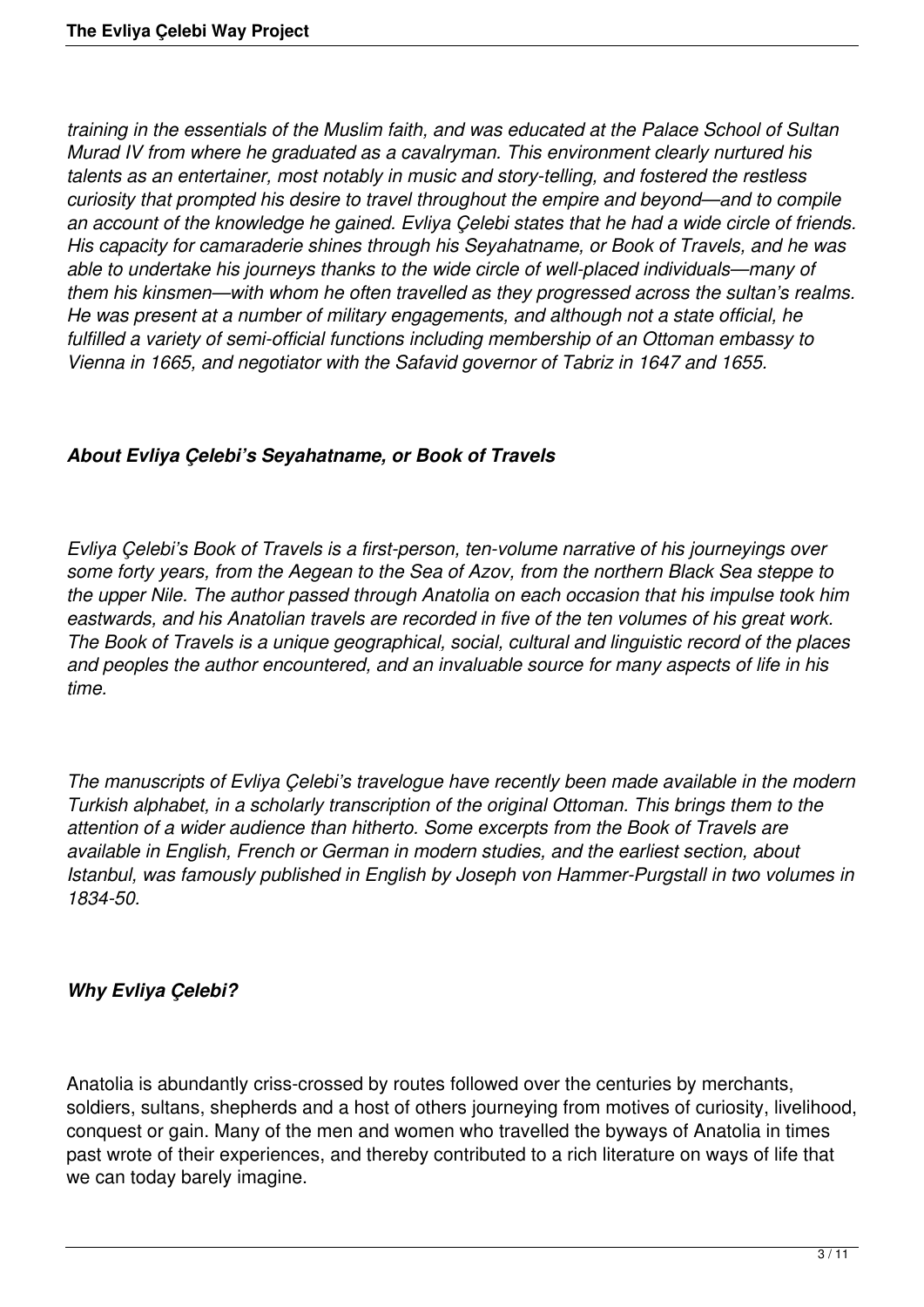*training in the essentials of the Muslim faith, and was educated at the Palace School of Sultan Murad IV from where he graduated as a cavalryman. This environment clearly nurtured his talents as an entertainer, most notably in music and story-telling, and fostered the restless curiosity that prompted his desire to travel throughout the empire and beyond—and to compile an account of the knowledge he gained. Evliya Çelebi states that he had a wide circle of friends. His capacity for camaraderie shines through his Seyahatname, or Book of Travels, and he was able to undertake his journeys thanks to the wide circle of well-placed individuals—many of them his kinsmen—with whom he often travelled as they progressed across the sultan's realms. He was present at a number of military engagements, and although not a state official, he fulfilled a variety of semi-official functions including membership of an Ottoman embassy to Vienna in 1665, and negotiator with the Safavid governor of Tabriz in 1647 and 1655.*

### *About Evliya Çelebi's Seyahatname, or Book of Travels*

*Evliya Çelebi's Book of Travels is a first-person, ten-volume narrative of his journeyings over some forty years, from the Aegean to the Sea of Azov, from the northern Black Sea steppe to the upper Nile. The author passed through Anatolia on each occasion that his impulse took him eastwards, and his Anatolian travels are recorded in five of the ten volumes of his great work. The Book of Travels is a unique geographical, social, cultural and linguistic record of the places and peoples the author encountered, and an invaluable source for many aspects of life in his time.*

*The manuscripts of Evliya Çelebi's travelogue have recently been made available in the modern Turkish alphabet, in a scholarly transcription of the original Ottoman. This brings them to the attention of a wider audience than hitherto. Some excerpts from the Book of Travels are available in English, French or German in modern studies, and the earliest section, about Istanbul, was famously published in English by Joseph von Hammer-Purgstall in two volumes in 1834-50.*

### *Why Evliya Çelebi?*

Anatolia is abundantly criss-crossed by routes followed over the centuries by merchants, soldiers, sultans, shepherds and a host of others journeying from motives of curiosity, livelihood, conquest or gain. Many of the men and women who travelled the byways of Anatolia in times past wrote of their experiences, and thereby contributed to a rich literature on ways of life that we can today barely imagine.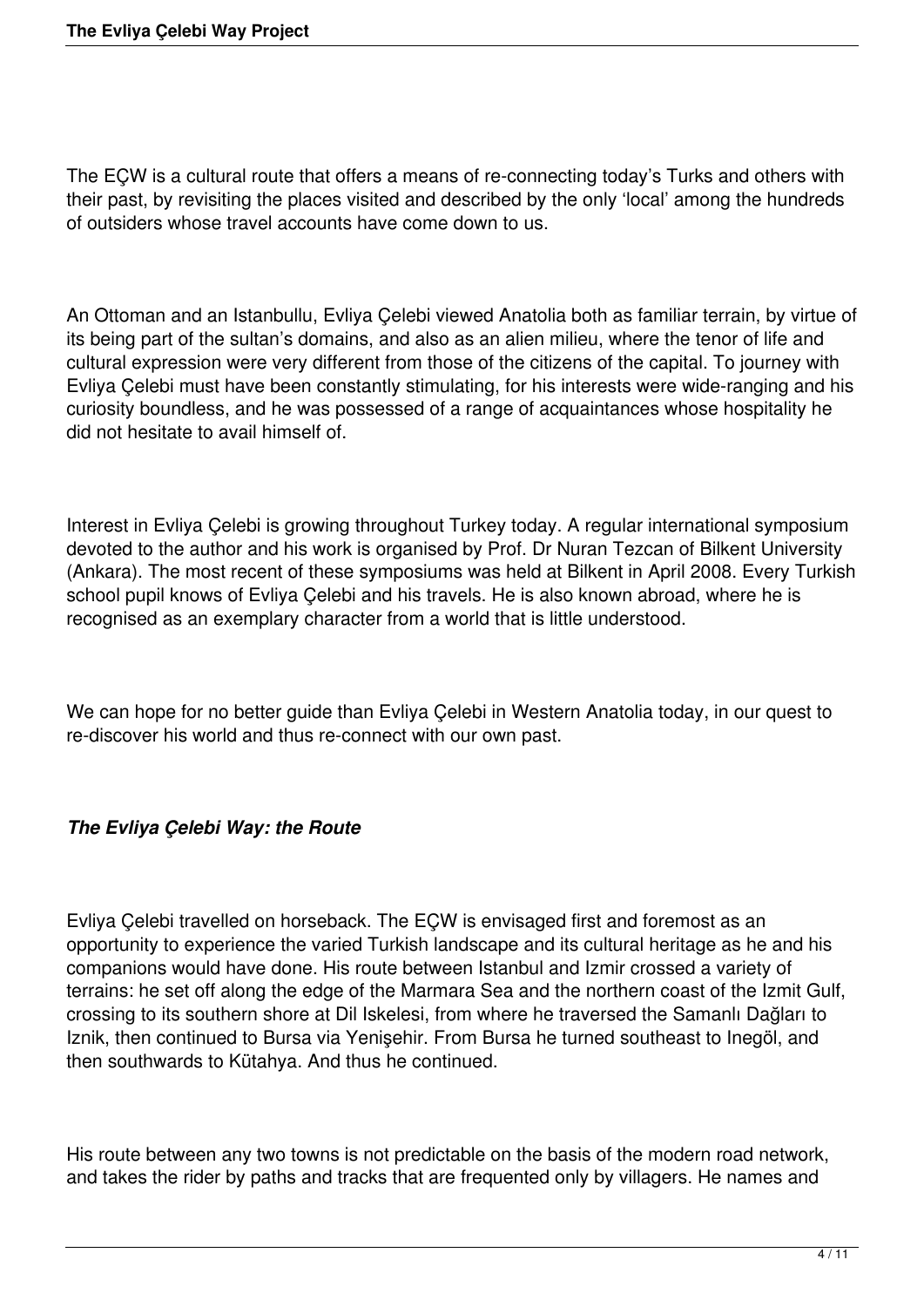The EÇW is a cultural route that offers a means of re-connecting today's Turks and others with their past, by revisiting the places visited and described by the only 'local' among the hundreds of outsiders whose travel accounts have come down to us.

An Ottoman and an Istanbullu, Evliya Çelebi viewed Anatolia both as familiar terrain, by virtue of its being part of the sultan's domains, and also as an alien milieu, where the tenor of life and cultural expression were very different from those of the citizens of the capital. To journey with Evliya Çelebi must have been constantly stimulating, for his interests were wide-ranging and his curiosity boundless, and he was possessed of a range of acquaintances whose hospitality he did not hesitate to avail himself of.

Interest in Evliya Çelebi is growing throughout Turkey today. A regular international symposium devoted to the author and his work is organised by Prof. Dr Nuran Tezcan of Bilkent University (Ankara). The most recent of these symposiums was held at Bilkent in April 2008. Every Turkish school pupil knows of Evliya Çelebi and his travels. He is also known abroad, where he is recognised as an exemplary character from a world that is little understood.

We can hope for no better guide than Evliya Çelebi in Western Anatolia today, in our quest to re-discover his world and thus re-connect with our own past.

### *The Evliya Çelebi Way: the Route*

Evliya Çelebi travelled on horseback. The EÇW is envisaged first and foremost as an opportunity to experience the varied Turkish landscape and its cultural heritage as he and his companions would have done. His route between Istanbul and Izmir crossed a variety of terrains: he set off along the edge of the Marmara Sea and the northern coast of the Izmit Gulf, crossing to its southern shore at Dil Iskelesi, from where he traversed the Samanlı Dağları to Iznik, then continued to Bursa via Yenişehir. From Bursa he turned southeast to Inegöl, and then southwards to Kütahya. And thus he continued.

His route between any two towns is not predictable on the basis of the modern road network, and takes the rider by paths and tracks that are frequented only by villagers. He names and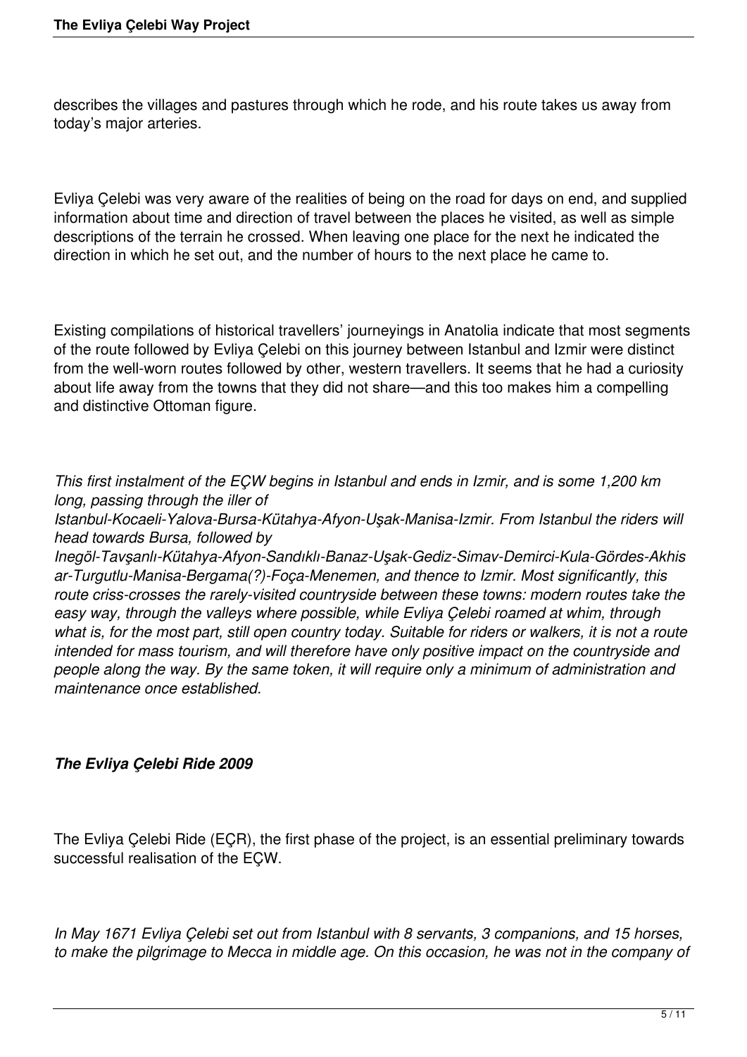describes the villages and pastures through which he rode, and his route takes us away from today's major arteries.

Evliya Çelebi was very aware of the realities of being on the road for days on end, and supplied information about time and direction of travel between the places he visited, as well as simple descriptions of the terrain he crossed. When leaving one place for the next he indicated the direction in which he set out, and the number of hours to the next place he came to.

Existing compilations of historical travellers' journeyings in Anatolia indicate that most segments of the route followed by Evliya Çelebi on this journey between Istanbul and Izmir were distinct from the well-worn routes followed by other, western travellers. It seems that he had a curiosity about life away from the towns that they did not share—and this too makes him a compelling and distinctive Ottoman figure.

*This first instalment of the EÇW begins in Istanbul and ends in Izmir, and is some 1,200 km long, passing through the iller of Istanbul-Kocaeli-Yalova-Bursa-Kütahya-Afyon-Uşak-Manisa-Izmir. From Istanbul the riders will head towards Bursa, followed by Inegöl-Tavşanlı-Kütahya-Afyon-Sandıklı-Banaz-Uşak-Gediz-Simav-Demirci-Kula-Gördes-Akhisar-Turgutlu-Manisa-Bergama(?)-Foça-Menemen, and thence to Izmir. Most significantly, this route criss-crosses the rarely-visited countryside between these towns: modern routes take the easy way, through the valleys where possible, while Evliya Çelebi roamed at whim, through what is, for the most part, still open country today. Suitable for riders or walkers, it is not a route intended for mass tourism, and will therefore have only positive impact on the countryside and people along the way. By the same token, it will require only a minimum of administration and maintenance once established.*

***The Evliya Çelebi Ride 2009***

The Evliya Çelebi Ride (EÇR), the first phase of the project, is an essential preliminary towards successful realisation of the EÇW.

*In May 1671 Evliya Çelebi set out from Istanbul with 8 servants, 3 companions, and 15 horses, to make the pilgrimage to Mecca in middle age. On this occasion, he was not in the company of*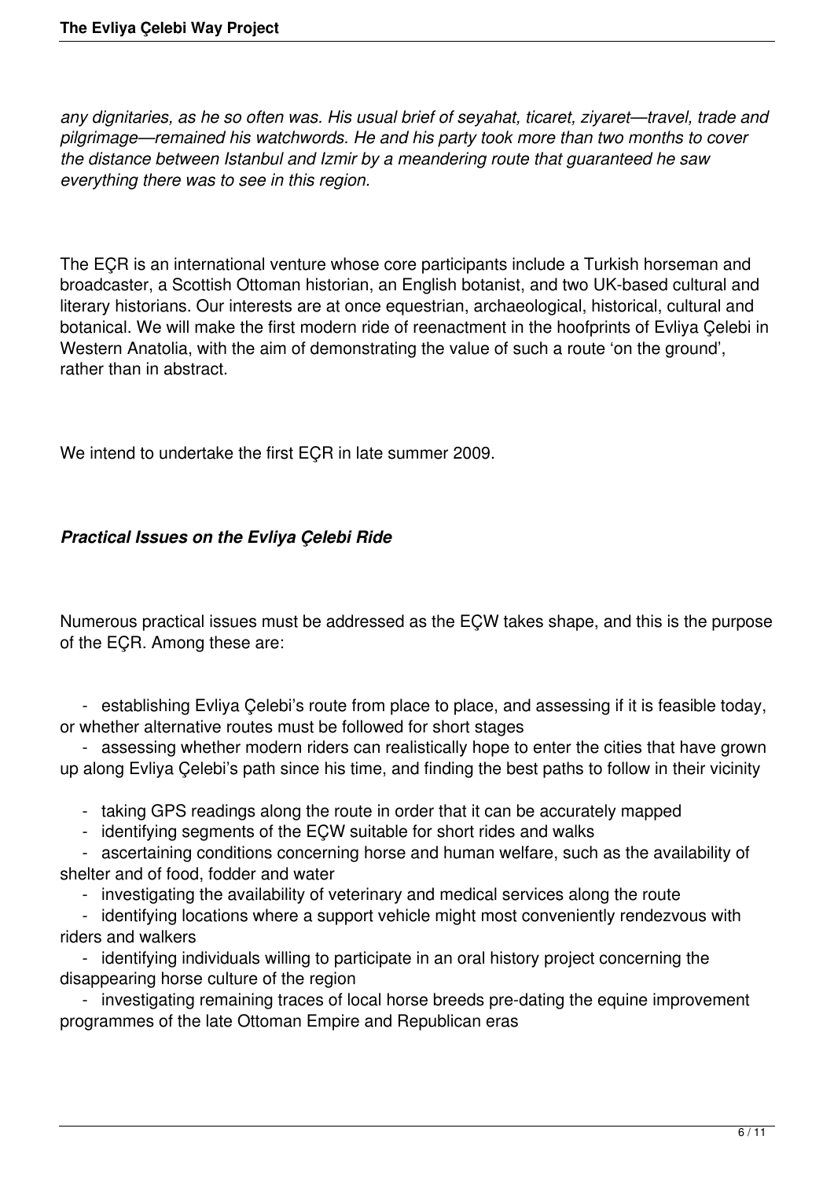*any dignitaries, as he so often was. His usual brief of seyahat, ticaret, ziyaret—travel, trade and pilgrimage—remained his watchwords. He and his party took more than two months to cover the distance between Istanbul and Izmir by a meandering route that guaranteed he saw everything there was to see in this region.*

The EÇR is an international venture whose core participants include a Turkish horseman and broadcaster, a Scottish Ottoman historian, an English botanist, and two UK-based cultural and literary historians. Our interests are at once equestrian, archaeological, historical, cultural and botanical. We will make the first modern ride of reenactment in the hoofprints of Evliya Çelebi in Western Anatolia, with the aim of demonstrating the value of such a route 'on the ground', rather than in abstract.

We intend to undertake the first EÇR in late summer 2009.

### *Practical Issues on the Evliya Çelebi Ride*

Numerous practical issues must be addressed as the EÇW takes shape, and this is the purpose of the EÇR. Among these are:

- establishing Evliya Çelebi's route from place to place, and assessing if it is feasible today, or whether alternative routes must be followed for short stages
- assessing whether modern riders can realistically hope to enter the cities that have grown up along Evliya Çelebi's path since his time, and finding the best paths to follow in their vicinity
- taking GPS readings along the route in order that it can be accurately mapped
- identifying segments of the EÇW suitable for short rides and walks
- ascertaining conditions concerning horse and human welfare, such as the availability of shelter and of food, fodder and water
- investigating the availability of veterinary and medical services along the route
- identifying locations where a support vehicle might most conveniently rendezvous with riders and walkers
- identifying individuals willing to participate in an oral history project concerning the disappearing horse culture of the region
- investigating remaining traces of local horse breeds pre-dating the equine improvement programmes of the late Ottoman Empire and Republican eras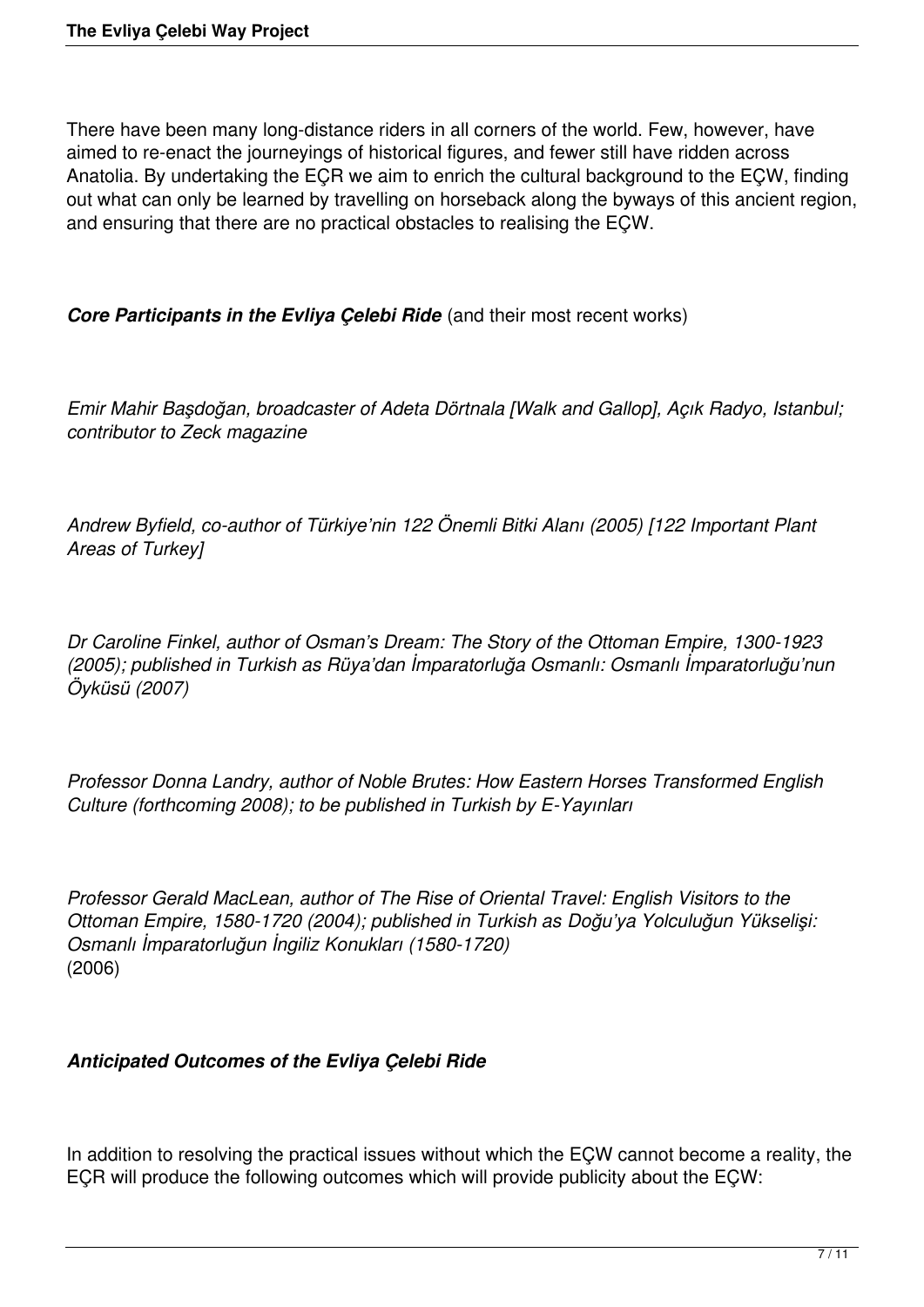There have been many long-distance riders in all corners of the world. Few, however, have aimed to re-enact the journeyings of historical figures, and fewer still have ridden across Anatolia. By undertaking the EÇR we aim to enrich the cultural background to the EÇW, finding out what can only be learned by travelling on horseback along the byways of this ancient region, and ensuring that there are no practical obstacles to realising the EÇW.

***Core Participants in the Evliya Çelebi Ride*** (and their most recent works)

*Emir Mahir Başdoğan, broadcaster of Adeta Dörtnala [Walk and Gallop], Açık Radyo, Istanbul; contributor to Zeck magazine*

*Andrew Byfield, co-author of Türkiye'nin 122 Önemli Bitki Alanı (2005) [122 Important Plant Areas of Turkey]*

*Dr Caroline Finkel, author of Osman's Dream: The Story of the Ottoman Empire, 1300-1923 (2005); published in Turkish as Rüya'dan İmparatorluğa Osmanlı: Osmanlı İmparatorluğu'nun Öyküsü (2007)*

*Professor Donna Landry, author of Noble Brutes: How Eastern Horses Transformed English Culture (forthcoming 2008); to be published in Turkish by E-Yayınları*

*Professor Gerald MacLean, author of The Rise of Oriental Travel: English Visitors to the Ottoman Empire, 1580-1720 (2004); published in Turkish as Doğu'ya Yolculuğun Yükselişi: Osmanlı İmparatorluğun İngiliz Konukları (1580-1720)*
(2006)

***Anticipated Outcomes of the Evliya Çelebi Ride***

In addition to resolving the practical issues without which the EÇW cannot become a reality, the EÇR will produce the following outcomes which will provide publicity about the EÇW: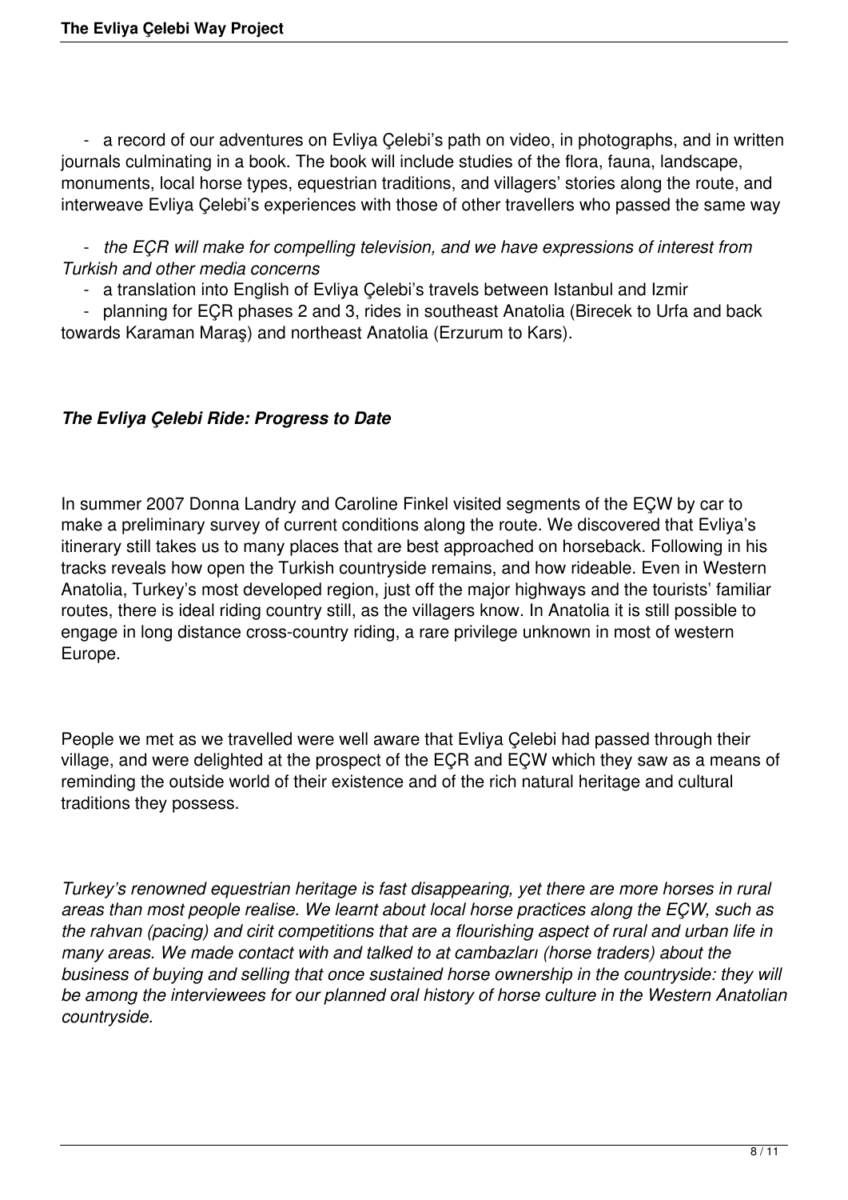- a record of our adventures on Evliya Çelebi's path on video, in photographs, and in written journals culminating in a book. The book will include studies of the flora, fauna, landscape, monuments, local horse types, equestrian traditions, and villagers' stories along the route, and interweave Evliya Çelebi's experiences with those of other travellers who passed the same way
- *the EÇR will make for compelling television, and we have expressions of interest from Turkish and other media concerns*
- a translation into English of Evliya Çelebi's travels between Istanbul and Izmir
- planning for EÇR phases 2 and 3, rides in southeast Anatolia (Birecek to Urfa and back towards Karaman Maraş) and northeast Anatolia (Erzurum to Kars).

***The Evliya Çelebi Ride: Progress to Date***

In summer 2007 Donna Landry and Caroline Finkel visited segments of the EÇW by car to make a preliminary survey of current conditions along the route. We discovered that Evliya's itinerary still takes us to many places that are best approached on horseback. Following in his tracks reveals how open the Turkish countryside remains, and how rideable. Even in Western Anatolia, Turkey's most developed region, just off the major highways and the tourists' familiar routes, there is ideal riding country still, as the villagers know. In Anatolia it is still possible to engage in long distance cross-country riding, a rare privilege unknown in most of western Europe.

People we met as we travelled were well aware that Evliya Çelebi had passed through their village, and were delighted at the prospect of the EÇR and EÇW which they saw as a means of reminding the outside world of their existence and of the rich natural heritage and cultural traditions they possess.

*Turkey's renowned equestrian heritage is fast disappearing, yet there are more horses in rural areas than most people realise. We learnt about local horse practices along the EÇW, such as the rahvan (pacing) and cirit competitions that are a flourishing aspect of rural and urban life in many areas. We made contact with and talked to at cambazları (horse traders) about the business of buying and selling that once sustained horse ownership in the countryside: they will be among the interviewees for our planned oral history of horse culture in the Western Anatolian countryside.*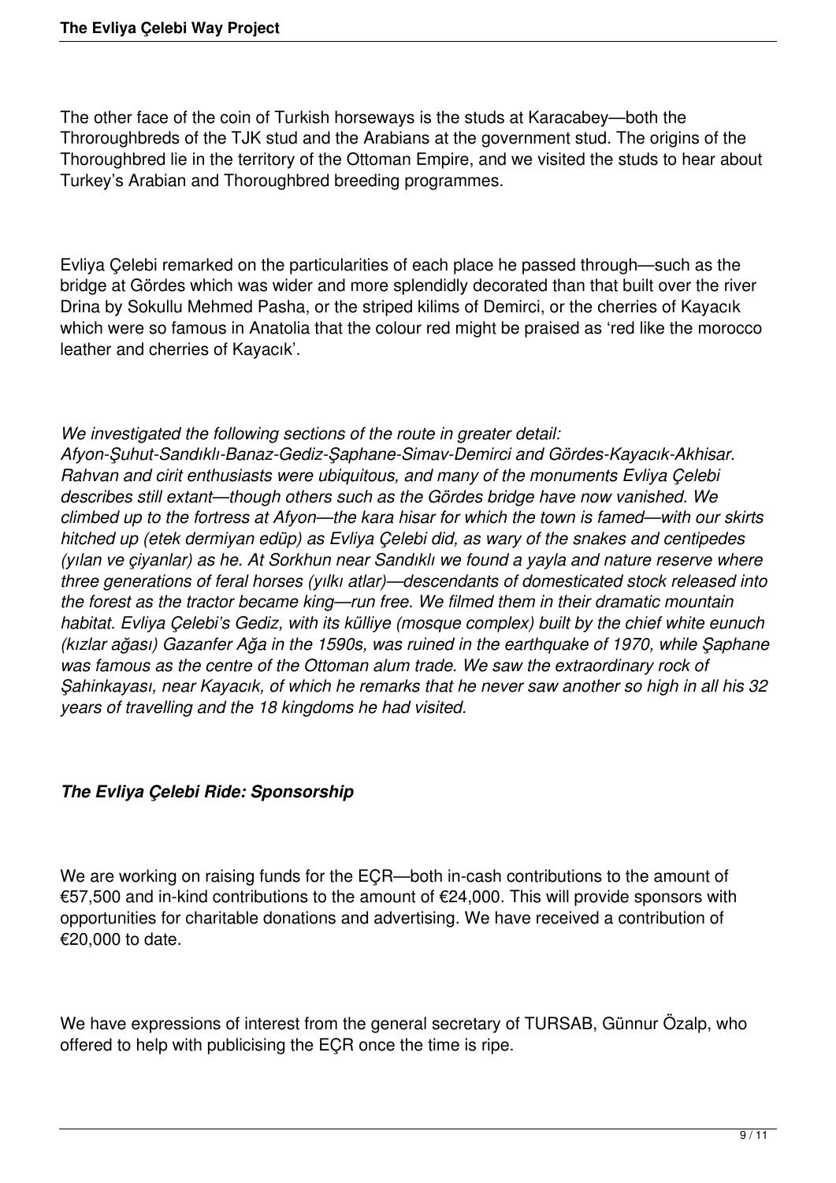The other face of the coin of Turkish horseways is the studs at Karacabey—both the Throroughbreds of the TJK stud and the Arabians at the government stud. The origins of the Thoroughbred lie in the territory of the Ottoman Empire, and we visited the studs to hear about Turkey's Arabian and Thoroughbred breeding programmes.

Evliya Çelebi remarked on the particularities of each place he passed through—such as the bridge at Gördes which was wider and more splendidly decorated than that built over the river Drina by Sokullu Mehmed Pasha, or the striped kilims of Demirci, or the cherries of Kayacık which were so famous in Anatolia that the colour red might be praised as 'red like the morocco leather and cherries of Kayacık'.

*We investigated the following sections of the route in greater detail: Afyon-Şuhut-Sandıklı-Banaz-Gediz-Şaphane-Simav-Demirci and Gördes-Kayacık-Akhisar. Rahvan and cirit enthusiasts were ubiquitous, and many of the monuments Evliya Çelebi describes still extant—though others such as the Gördes bridge have now vanished. We climbed up to the fortress at Afyon—the kara hisar for which the town is famed—with our skirts hitched up (etek dermiyan edüp) as Evliya Çelebi did, as wary of the snakes and centipedes (yılan ve çiyanlar) as he. At Sorkhun near Sandıklı we found a yayla and nature reserve where three generations of feral horses (yılkı atlar)—descendants of domesticated stock released into the forest as the tractor became king—run free. We filmed them in their dramatic mountain habitat. Evliya Çelebi's Gediz, with its külliye (mosque complex) built by the chief white eunuch (kızlar ağası) Gazanfer Ağa in the 1590s, was ruined in the earthquake of 1970, while Şaphane was famous as the centre of the Ottoman alum trade. We saw the extraordinary rock of Şahinkayası, near Kayacık, of which he remarks that he never saw another so high in all his 32 years of travelling and the 18 kingdoms he had visited.*

### ***The Evliya Çelebi Ride: Sponsorship***

We are working on raising funds for the EÇR—both in-cash contributions to the amount of €57,500 and in-kind contributions to the amount of €24,000. This will provide sponsors with opportunities for charitable donations and advertising. We have received a contribution of €20,000 to date.

We have expressions of interest from the general secretary of TURSAB, Günnur Özalp, who offered to help with publicising the EÇR once the time is ripe.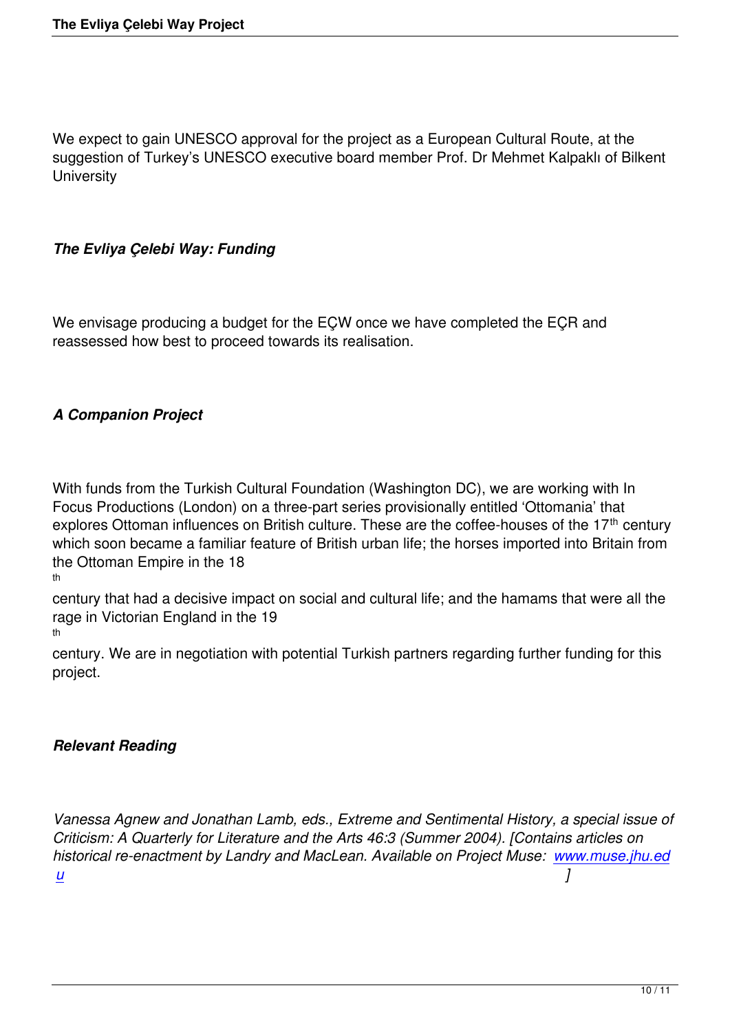We expect to gain UNESCO approval for the project as a European Cultural Route, at the suggestion of Turkey's UNESCO executive board member Prof. Dr Mehmet Kalpaklı of Bilkent University

### *The Evliya Çelebi Way: Funding*

We envisage producing a budget for the EÇW once we have completed the EÇR and reassessed how best to proceed towards its realisation.

### *A Companion Project*

With funds from the Turkish Cultural Foundation (Washington DC), we are working with In Focus Productions (London) on a three-part series provisionally entitled 'Ottomania' that explores Ottoman influences on British culture. These are the coffee-houses of the 17th century which soon became a familiar feature of British urban life; the horses imported into Britain from the Ottoman Empire in the 18th century that had a decisive impact on social and cultural life; and the hamams that were all the rage in Victorian England in the 19th century. We are in negotiation with potential Turkish partners regarding further funding for this project.

### *Relevant Reading*

*Vanessa Agnew and Jonathan Lamb, eds., Extreme and Sentimental History, a special issue of Criticism: A Quarterly for Literature and the Arts 46:3 (Summer 2004). [Contains articles on historical re-enactment by Landry and MacLean. Available on Project Muse: [www.muse.jhu.edu](http://www.muse.jhu.edu) ]*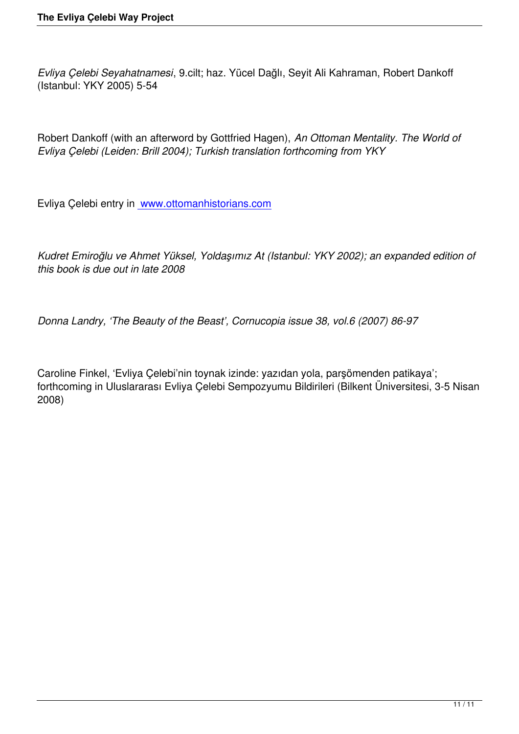*Evliya Çelebi Seyahatnamesi*, 9.cilt; haz. Yücel Dağlı, Seyit Ali Kahraman, Robert Dankoff (Istanbul: YKY 2005) 5-54

Robert Dankoff (with an afterword by Gottfried Hagen), *An Ottoman Mentality. The World of Evliya Çelebi (Leiden: Brill 2004); Turkish translation forthcoming from YKY*

Evliya Çelebi entry in [www.ottomanhistorians.com](www.ottomanhistorians.com)

*Kudret Emiroğlu ve Ahmet Yüksel, Yoldaşımız At (Istanbul: YKY 2002); an expanded edition of this book is due out in late 2008*

*Donna Landry, 'The Beauty of the Beast', Cornucopia issue 38, vol.6 (2007) 86-97*

Caroline Finkel, 'Evliya Çelebi'nin toynak izinde: yazıdan yola, parşömenden patikaya'; forthcoming in Uluslararası Evliya Çelebi Sempozyumu Bildirileri (Bilkent Üniversitesi, 3-5 Nisan 2008)